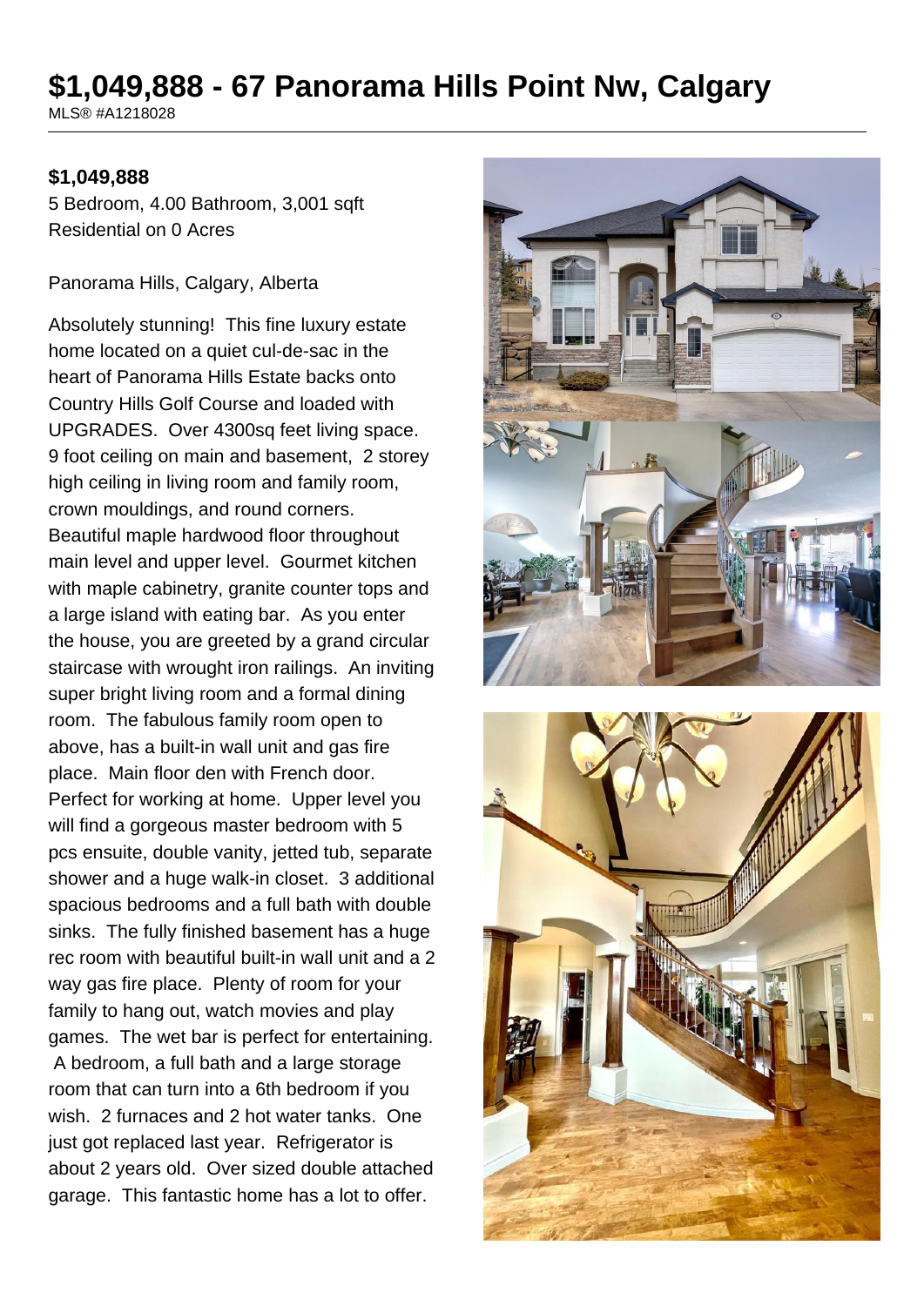# $1,049,888 - 67 Panorama Hills Point Nw, Calgary

MLS® #A1218028

**$1,049,888**

5 Bedroom, 4.00 Bathroom, 3,001 sqft
Residential on 0 Acres

Panorama Hills, Calgary, Alberta

Absolutely stunning! This fine luxury estate home located on a quiet cul-de-sac in the heart of Panorama Hills Estate backs onto Country Hills Golf Course and loaded with UPGRADES. Over 4300sq feet living space. 9 foot ceiling on main and basement, 2 storey high ceiling in living room and family room, crown mouldings, and round corners. Beautiful maple hardwood floor throughout main level and upper level. Gourmet kitchen with maple cabinetry, granite counter tops and a large island with eating bar. As you enter the house, you are greeted by a grand circular staircase with wrought iron railings. An inviting super bright living room and a formal dining room. The fabulous family room open to above, has a built-in wall unit and gas fire place. Main floor den with French door. Perfect for working at home. Upper level you will find a gorgeous master bedroom with 5 pcs ensuite, double vanity, jetted tub, separate shower and a huge walk-in closet. 3 additional spacious bedrooms and a full bath with double sinks. The fully finished basement has a huge rec room with beautiful built-in wall unit and a 2 way gas fire place. Plenty of room for your family to hang out, watch movies and play games. The wet bar is perfect for entertaining. A bedroom, a full bath and a large storage room that can turn into a 6th bedroom if you wish. 2 furnaces and 2 hot water tanks. One just got replaced last year. Refrigerator is about 2 years old. Over sized double attached garage. This fantastic home has a lot to offer.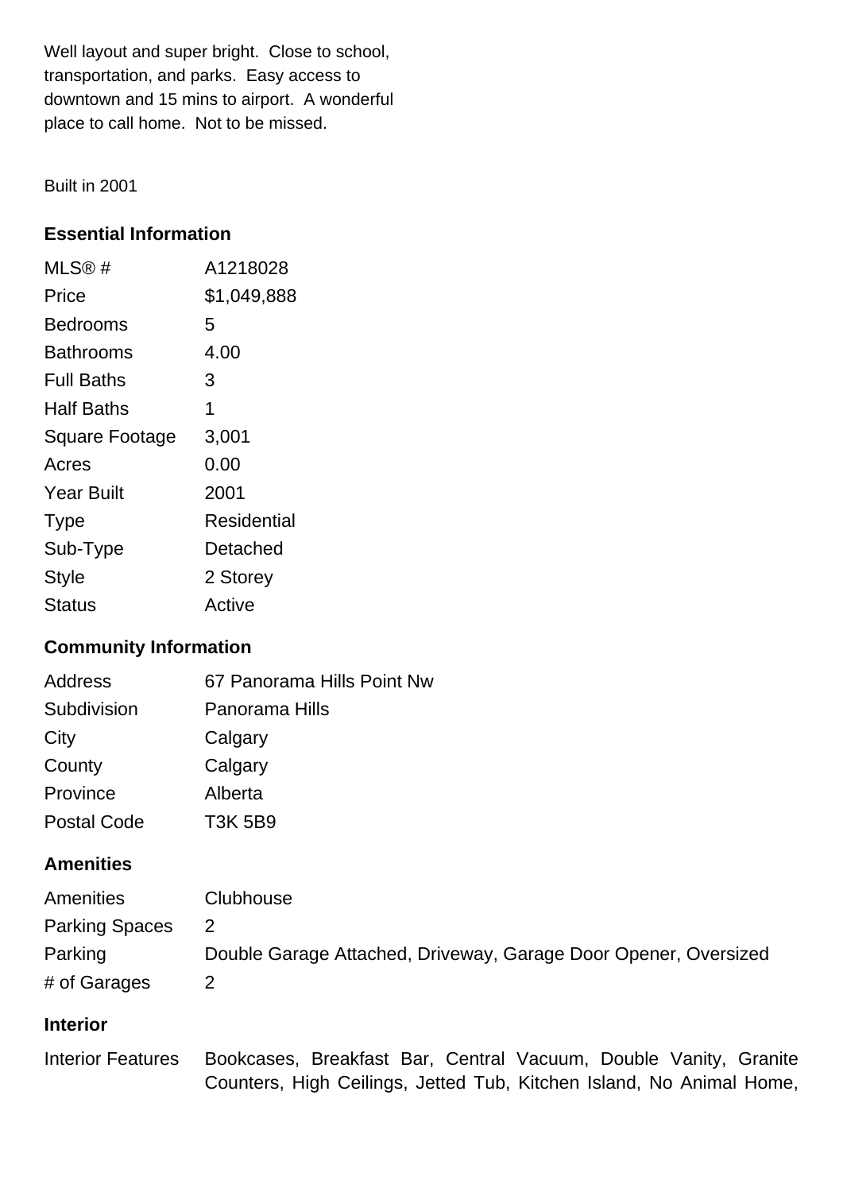Well layout and super bright. Close to school, transportation, and parks. Easy access to downtown and 15 mins to airport. A wonderful place to call home. Not to be missed.

Built in 2001

## Essential Information

| | |
|---|---|
| MLS® # | A1218028 |
| Price | $1,049,888 |
| Bedrooms | 5 |
| Bathrooms | 4.00 |
| Full Baths | 3 |
| Half Baths | 1 |
| Square Footage | 3,001 |
| Acres | 0.00 |
| Year Built | 2001 |
| Type | Residential |
| Sub-Type | Detached |
| Style | 2 Storey |
| Status | Active |

## Community Information

| | |
|---|---|
| Address | 67 Panorama Hills Point Nw |
| Subdivision | Panorama Hills |
| City | Calgary |
| County | Calgary |
| Province | Alberta |
| Postal Code | T3K 5B9 |

## Amenities

| | |
|---|---|
| Amenities | Clubhouse |
| Parking Spaces | 2 |
| Parking | Double Garage Attached, Driveway, Garage Door Opener, Oversized |
| # of Garages | 2 |

## Interior

| | |
|---|---|
| Interior Features | Bookcases, Breakfast Bar, Central Vacuum, Double Vanity, Granite Counters, High Ceilings, Jetted Tub, Kitchen Island, No Animal Home, |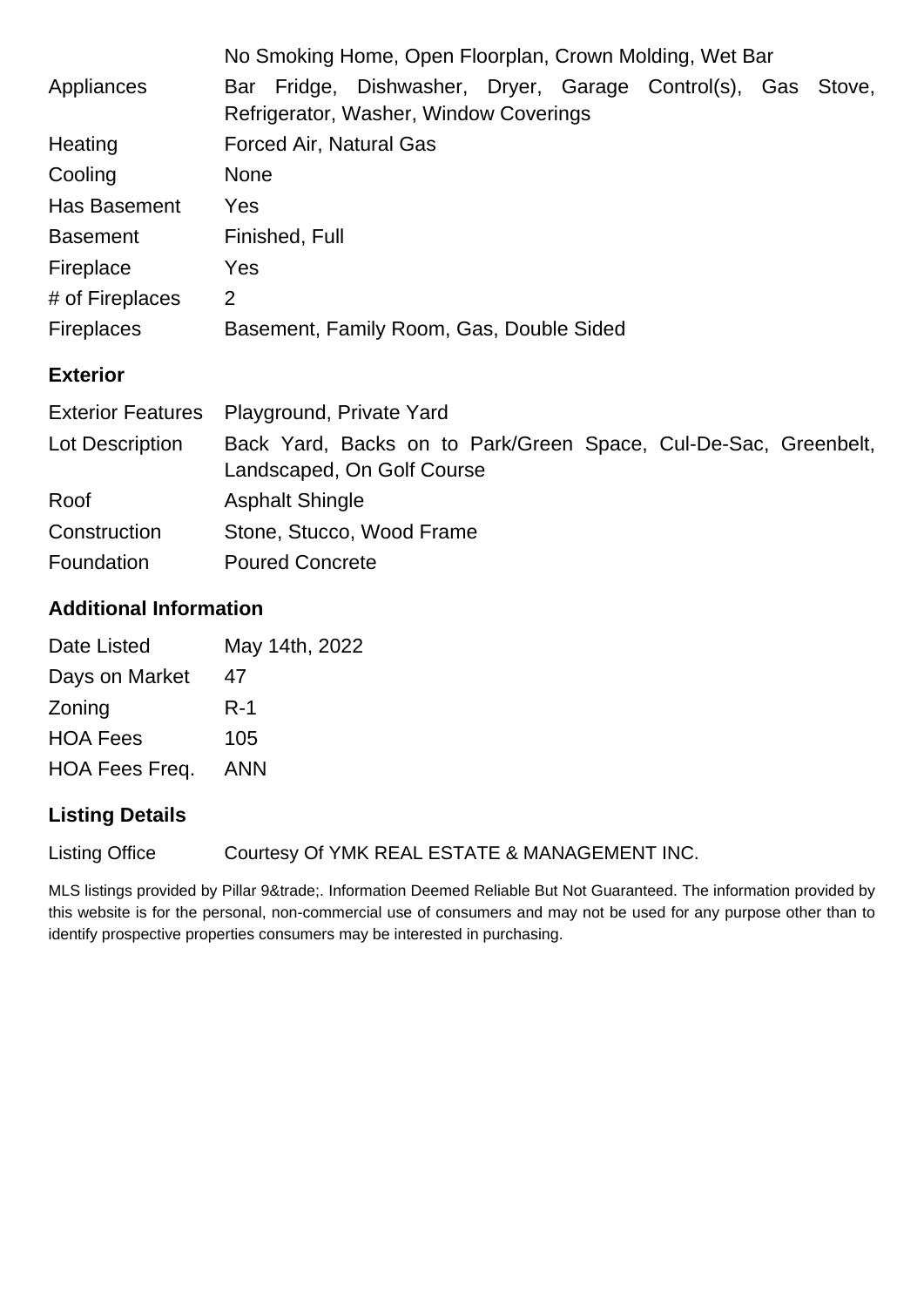| | |
|---|---|
| | No Smoking Home, Open Floorplan, Crown Molding, Wet Bar |
| Appliances | Bar Fridge, Dishwasher, Dryer, Garage Control(s), Gas Stove, Refrigerator, Washer, Window Coverings |
| Heating | Forced Air, Natural Gas |
| Cooling | None |
| Has Basement | Yes |
| Basement | Finished, Full |
| Fireplace | Yes |
| # of Fireplaces | 2 |
| Fireplaces | Basement, Family Room, Gas, Double Sided |

### Exterior

| | |
|---|---|
| Exterior Features | Playground, Private Yard |
| Lot Description | Back Yard, Backs on to Park/Green Space, Cul-De-Sac, Greenbelt, Landscaped, On Golf Course |
| Roof | Asphalt Shingle |
| Construction | Stone, Stucco, Wood Frame |
| Foundation | Poured Concrete |

### Additional Information

| | |
|---|---|
| Date Listed | May 14th, 2022 |
| Days on Market | 47 |
| Zoning | R-1 |
| HOA Fees | 105 |
| HOA Fees Freq. | ANN |

### Listing Details

| | |
|---|---|
| Listing Office | Courtesy Of YMK REAL ESTATE & MANAGEMENT INC. |

MLS listings provided by Pillar 9&trade;. Information Deemed Reliable But Not Guaranteed. The information provided by this website is for the personal, non-commercial use of consumers and may not be used for any purpose other than to identify prospective properties consumers may be interested in purchasing.